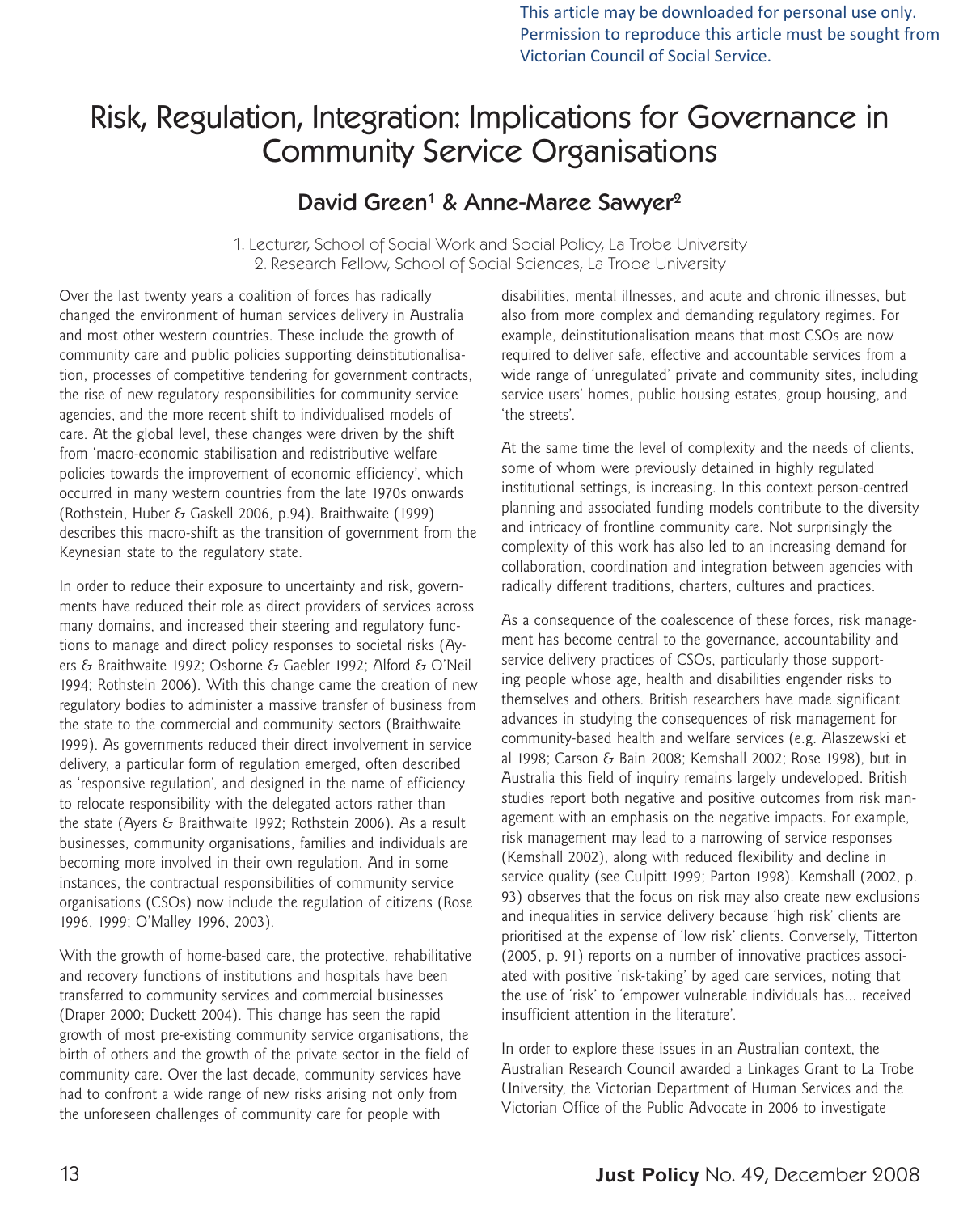This article may be downloaded for personal use only. Permission to reproduce this article must be sought from Victorian Council of Social Service.

# Risk, Regulation, Integration: Implications for Governance in Community Service Organisations

## David Green[1] & Anne-Maree Sawyer[2]

1. Lecturer, School of Social Work and Social Policy, La Trobe University
2. Research Fellow, School of Social Sciences, La Trobe University

Over the last twenty years a coalition of forces has radically changed the environment of human services delivery in Australia and most other western countries. These include the growth of community care and public policies supporting deinstitutionalisation, processes of competitive tendering for government contracts, the rise of new regulatory responsibilities for community service agencies, and the more recent shift to individualised models of care. At the global level, these changes were driven by the shift from 'macro-economic stabilisation and redistributive welfare policies towards the improvement of economic efficiency', which occurred in many western countries from the late 1970s onwards (Rothstein, Huber & Gaskell 2006, p.94). Braithwaite (1999) describes this macro-shift as the transition of government from the Keynesian state to the regulatory state.

In order to reduce their exposure to uncertainty and risk, governments have reduced their role as direct providers of services across many domains, and increased their steering and regulatory functions to manage and direct policy responses to societal risks (Ayers & Braithwaite 1992; Osborne & Gaebler 1992; Alford & O'Neil 1994; Rothstein 2006). With this change came the creation of new regulatory bodies to administer a massive transfer of business from the state to the commercial and community sectors (Braithwaite 1999). As governments reduced their direct involvement in service delivery, a particular form of regulation emerged, often described as 'responsive regulation', and designed in the name of efficiency to relocate responsibility with the delegated actors rather than the state (Ayers & Braithwaite 1992; Rothstein 2006). As a result businesses, community organisations, families and individuals are becoming more involved in their own regulation. And in some instances, the contractual responsibilities of community service organisations (CSOs) now include the regulation of citizens (Rose 1996, 1999; O'Malley 1996, 2003).

With the growth of home-based care, the protective, rehabilitative and recovery functions of institutions and hospitals have been transferred to community services and commercial businesses (Draper 2000; Duckett 2004). This change has seen the rapid growth of most pre-existing community service organisations, the birth of others and the growth of the private sector in the field of community care. Over the last decade, community services have had to confront a wide range of new risks arising not only from the unforeseen challenges of community care for people with disabilities, mental illnesses, and acute and chronic illnesses, but also from more complex and demanding regulatory regimes. For example, deinstitutionalisation means that most CSOs are now required to deliver safe, effective and accountable services from a wide range of 'unregulated' private and community sites, including service users' homes, public housing estates, group housing, and 'the streets'.

At the same time the level of complexity and the needs of clients, some of whom were previously detained in highly regulated institutional settings, is increasing. In this context person-centred planning and associated funding models contribute to the diversity and intricacy of frontline community care. Not surprisingly the complexity of this work has also led to an increasing demand for collaboration, coordination and integration between agencies with radically different traditions, charters, cultures and practices.

As a consequence of the coalescence of these forces, risk management has become central to the governance, accountability and service delivery practices of CSOs, particularly those supporting people whose age, health and disabilities engender risks to themselves and others. British researchers have made significant advances in studying the consequences of risk management for community-based health and welfare services (e.g. Alaszewski et al 1998; Carson & Bain 2008; Kemshall 2002; Rose 1998), but in Australia this field of inquiry remains largely undeveloped. British studies report both negative and positive outcomes from risk management with an emphasis on the negative impacts. For example, risk management may lead to a narrowing of service responses (Kemshall 2002), along with reduced flexibility and decline in service quality (see Culpitt 1999; Parton 1998). Kemshall (2002, p. 93) observes that the focus on risk may also create new exclusions and inequalities in service delivery because 'high risk' clients are prioritised at the expense of 'low risk' clients. Conversely, Titterton (2005, p. 91) reports on a number of innovative practices associated with positive 'risk-taking' by aged care services, noting that the use of 'risk' to 'empower vulnerable individuals has... received insufficient attention in the literature'.

In order to explore these issues in an Australian context, the Australian Research Council awarded a Linkages Grant to La Trobe University, the Victorian Department of Human Services and the Victorian Office of the Public Advocate in 2006 to investigate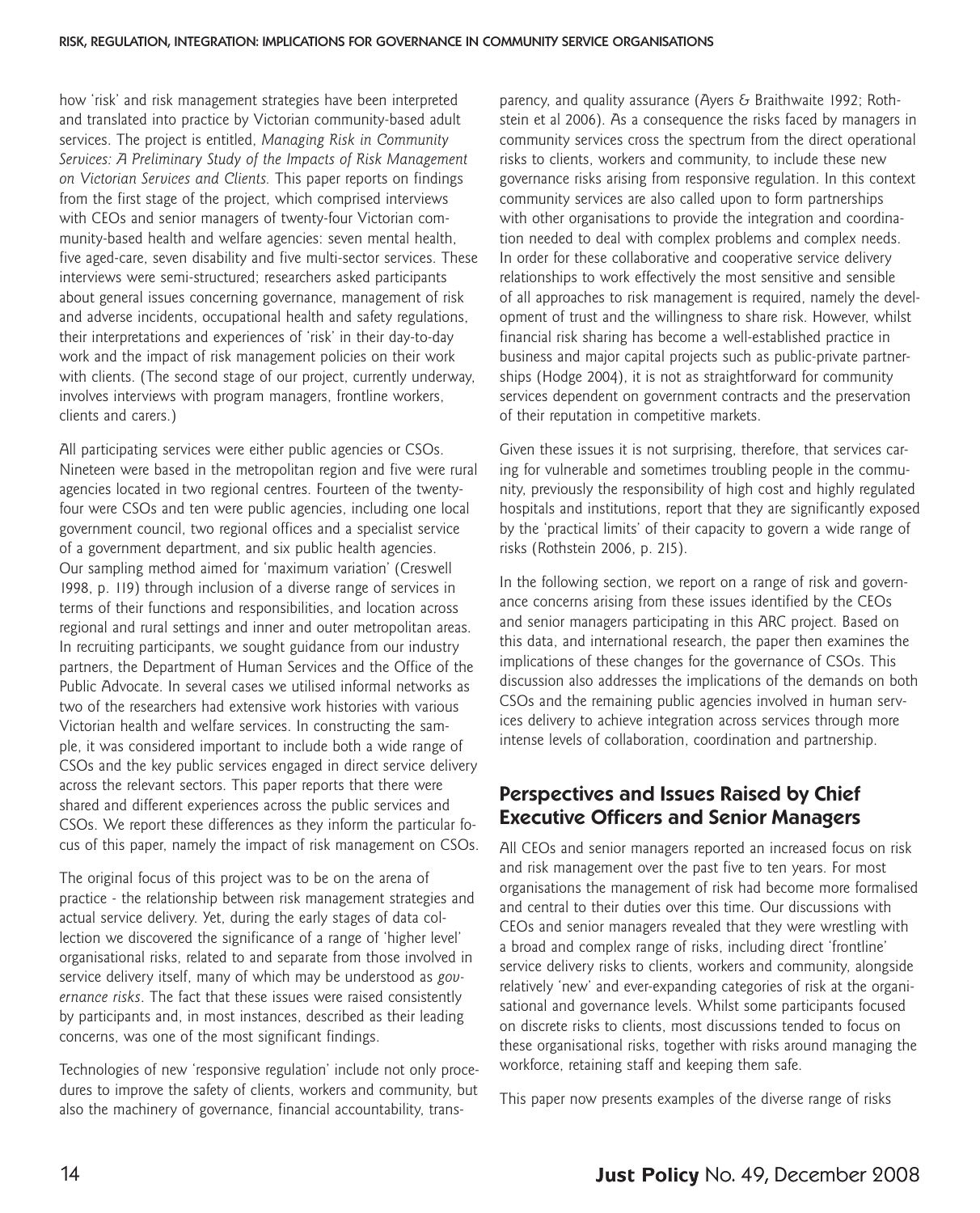how 'risk' and risk management strategies have been interpreted and translated into practice by Victorian community-based adult services. The project is entitled, *Managing Risk in Community Services: A Preliminary Study of the Impacts of Risk Management on Victorian Services and Clients.* This paper reports on findings from the first stage of the project, which comprised interviews with CEOs and senior managers of twenty-four Victorian community-based health and welfare agencies: seven mental health, five aged-care, seven disability and five multi-sector services. These interviews were semi-structured; researchers asked participants about general issues concerning governance, management of risk and adverse incidents, occupational health and safety regulations, their interpretations and experiences of 'risk' in their day-to-day work and the impact of risk management policies on their work with clients. (The second stage of our project, currently underway, involves interviews with program managers, frontline workers, clients and carers.)

All participating services were either public agencies or CSOs. Nineteen were based in the metropolitan region and five were rural agencies located in two regional centres. Fourteen of the twenty-four were CSOs and ten were public agencies, including one local government council, two regional offices and a specialist service of a government department, and six public health agencies. Our sampling method aimed for 'maximum variation' (Creswell 1998, p. 119) through inclusion of a diverse range of services in terms of their functions and responsibilities, and location across regional and rural settings and inner and outer metropolitan areas. In recruiting participants, we sought guidance from our industry partners, the Department of Human Services and the Office of the Public Advocate. In several cases we utilised informal networks as two of the researchers had extensive work histories with various Victorian health and welfare services. In constructing the sample, it was considered important to include both a wide range of CSOs and the key public services engaged in direct service delivery across the relevant sectors. This paper reports that there were shared and different experiences across the public services and CSOs. We report these differences as they inform the particular focus of this paper, namely the impact of risk management on CSOs.

The original focus of this project was to be on the arena of practice - the relationship between risk management strategies and actual service delivery. Yet, during the early stages of data collection we discovered the significance of a range of 'higher level' organisational risks, related to and separate from those involved in service delivery itself, many of which may be understood as *governance risks*. The fact that these issues were raised consistently by participants and, in most instances, described as their leading concerns, was one of the most significant findings.

Technologies of new 'responsive regulation' include not only procedures to improve the safety of clients, workers and community, but also the machinery of governance, financial accountability, transparency, and quality assurance (Ayers & Braithwaite 1992; Rothstein et al 2006). As a consequence the risks faced by managers in community services cross the spectrum from the direct operational risks to clients, workers and community, to include these new governance risks arising from responsive regulation. In this context community services are also called upon to form partnerships with other organisations to provide the integration and coordination needed to deal with complex problems and complex needs. In order for these collaborative and cooperative service delivery relationships to work effectively the most sensitive and sensible of all approaches to risk management is required, namely the development of trust and the willingness to share risk. However, whilst financial risk sharing has become a well-established practice in business and major capital projects such as public-private partnerships (Hodge 2004), it is not as straightforward for community services dependent on government contracts and the preservation of their reputation in competitive markets.

Given these issues it is not surprising, therefore, that services caring for vulnerable and sometimes troubling people in the community, previously the responsibility of high cost and highly regulated hospitals and institutions, report that they are significantly exposed by the 'practical limits' of their capacity to govern a wide range of risks (Rothstein 2006, p. 215).

In the following section, we report on a range of risk and governance concerns arising from these issues identified by the CEOs and senior managers participating in this ARC project. Based on this data, and international research, the paper then examines the implications of these changes for the governance of CSOs. This discussion also addresses the implications of the demands on both CSOs and the remaining public agencies involved in human services delivery to achieve integration across services through more intense levels of collaboration, coordination and partnership.

## Perspectives and Issues Raised by Chief Executive Officers and Senior Managers

All CEOs and senior managers reported an increased focus on risk and risk management over the past five to ten years. For most organisations the management of risk had become more formalised and central to their duties over this time. Our discussions with CEOs and senior managers revealed that they were wrestling with a broad and complex range of risks, including direct 'frontline' service delivery risks to clients, workers and community, alongside relatively 'new' and ever-expanding categories of risk at the organisational and governance levels. Whilst some participants focused on discrete risks to clients, most discussions tended to focus on these organisational risks, together with risks around managing the workforce, retaining staff and keeping them safe.

This paper now presents examples of the diverse range of risks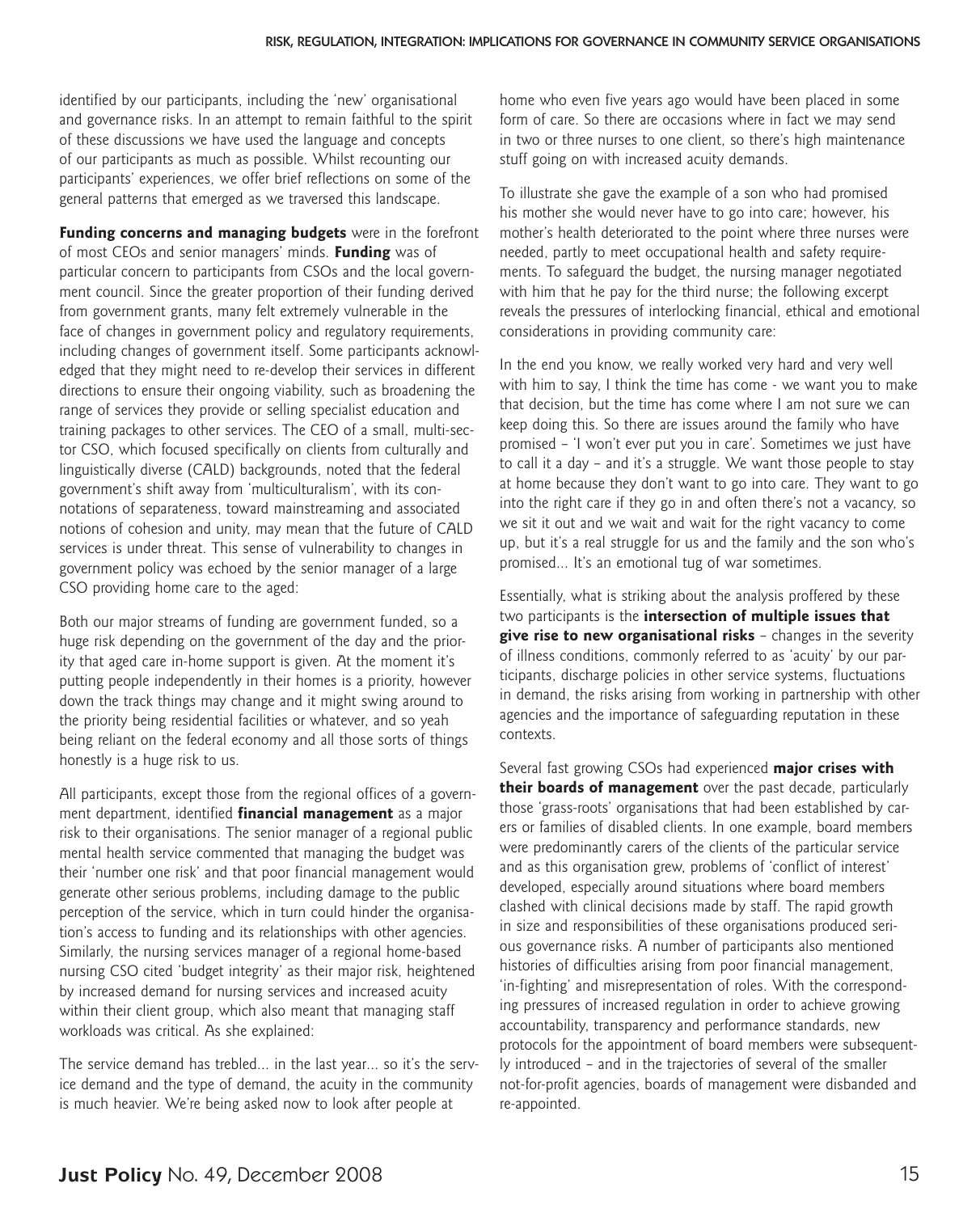identified by our participants, including the 'new' organisational and governance risks. In an attempt to remain faithful to the spirit of these discussions we have used the language and concepts of our participants as much as possible. Whilst recounting our participants' experiences, we offer brief reflections on some of the general patterns that emerged as we traversed this landscape.

**Funding concerns and managing budgets** were in the forefront of most CEOs and senior managers' minds. **Funding** was of particular concern to participants from CSOs and the local government council. Since the greater proportion of their funding derived from government grants, many felt extremely vulnerable in the face of changes in government policy and regulatory requirements, including changes of government itself. Some participants acknowledged that they might need to re-develop their services in different directions to ensure their ongoing viability, such as broadening the range of services they provide or selling specialist education and training packages to other services. The CEO of a small, multi-sector CSO, which focused specifically on clients from culturally and linguistically diverse (CALD) backgrounds, noted that the federal government's shift away from 'multiculturalism', with its connotations of separateness, toward mainstreaming and associated notions of cohesion and unity, may mean that the future of CALD services is under threat. This sense of vulnerability to changes in government policy was echoed by the senior manager of a large CSO providing home care to the aged:

Both our major streams of funding are government funded, so a huge risk depending on the government of the day and the priority that aged care in-home support is given. At the moment it's putting people independently in their homes is a priority, however down the track things may change and it might swing around to the priority being residential facilities or whatever, and so yeah being reliant on the federal economy and all those sorts of things honestly is a huge risk to us.

All participants, except those from the regional offices of a government department, identified **financial management** as a major risk to their organisations. The senior manager of a regional public mental health service commented that managing the budget was their 'number one risk' and that poor financial management would generate other serious problems, including damage to the public perception of the service, which in turn could hinder the organisation's access to funding and its relationships with other agencies. Similarly, the nursing services manager of a regional home-based nursing CSO cited 'budget integrity' as their major risk, heightened by increased demand for nursing services and increased acuity within their client group, which also meant that managing staff workloads was critical. As she explained:

The service demand has trebled... in the last year... so it's the service demand and the type of demand, the acuity in the community is much heavier. We're being asked now to look after people at home who even five years ago would have been placed in some form of care. So there are occasions where in fact we may send in two or three nurses to one client, so there's high maintenance stuff going on with increased acuity demands.

To illustrate she gave the example of a son who had promised his mother she would never have to go into care; however, his mother's health deteriorated to the point where three nurses were needed, partly to meet occupational health and safety requirements. To safeguard the budget, the nursing manager negotiated with him that he pay for the third nurse; the following excerpt reveals the pressures of interlocking financial, ethical and emotional considerations in providing community care:

In the end you know, we really worked very hard and very well with him to say, I think the time has come - we want you to make that decision, but the time has come where I am not sure we can keep doing this. So there are issues around the family who have promised – 'I won't ever put you in care'. Sometimes we just have to call it a day – and it's a struggle. We want those people to stay at home because they don't want to go into care. They want to go into the right care if they go in and often there's not a vacancy, so we sit it out and we wait and wait for the right vacancy to come up, but it's a real struggle for us and the family and the son who's promised... It's an emotional tug of war sometimes.

Essentially, what is striking about the analysis proffered by these two participants is the **intersection of multiple issues that give rise to new organisational risks** – changes in the severity of illness conditions, commonly referred to as 'acuity' by our participants, discharge policies in other service systems, fluctuations in demand, the risks arising from working in partnership with other agencies and the importance of safeguarding reputation in these contexts.

Several fast growing CSOs had experienced **major crises with their boards of management** over the past decade, particularly those 'grass-roots' organisations that had been established by carers or families of disabled clients. In one example, board members were predominantly carers of the clients of the particular service and as this organisation grew, problems of 'conflict of interest' developed, especially around situations where board members clashed with clinical decisions made by staff. The rapid growth in size and responsibilities of these organisations produced serious governance risks. A number of participants also mentioned histories of difficulties arising from poor financial management, 'in-fighting' and misrepresentation of roles. With the corresponding pressures of increased regulation in order to achieve growing accountability, transparency and performance standards, new protocols for the appointment of board members were subsequently introduced – and in the trajectories of several of the smaller not-for-profit agencies, boards of management were disbanded and re-appointed.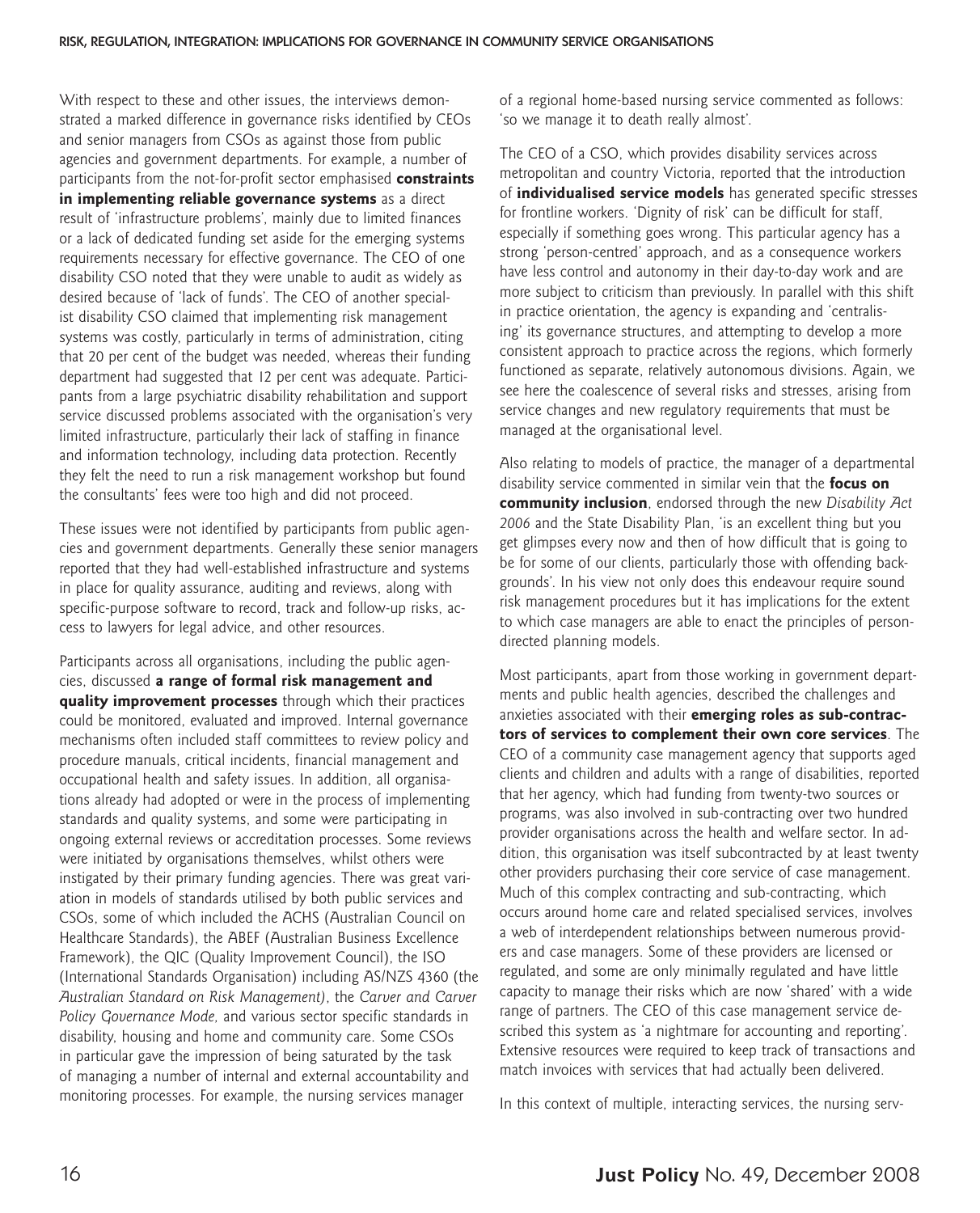With respect to these and other issues, the interviews demonstrated a marked difference in governance risks identified by CEOs and senior managers from CSOs as against those from public agencies and government departments. For example, a number of participants from the not-for-profit sector emphasised **constraints in implementing reliable governance systems** as a direct result of 'infrastructure problems', mainly due to limited finances or a lack of dedicated funding set aside for the emerging systems requirements necessary for effective governance. The CEO of one disability CSO noted that they were unable to audit as widely as desired because of 'lack of funds'. The CEO of another specialist disability CSO claimed that implementing risk management systems was costly, particularly in terms of administration, citing that 20 per cent of the budget was needed, whereas their funding department had suggested that 12 per cent was adequate. Participants from a large psychiatric disability rehabilitation and support service discussed problems associated with the organisation's very limited infrastructure, particularly their lack of staffing in finance and information technology, including data protection. Recently they felt the need to run a risk management workshop but found the consultants' fees were too high and did not proceed.

These issues were not identified by participants from public agencies and government departments. Generally these senior managers reported that they had well-established infrastructure and systems in place for quality assurance, auditing and reviews, along with specific-purpose software to record, track and follow-up risks, access to lawyers for legal advice, and other resources.

Participants across all organisations, including the public agencies, discussed **a range of formal risk management and quality improvement processes** through which their practices could be monitored, evaluated and improved. Internal governance mechanisms often included staff committees to review policy and procedure manuals, critical incidents, financial management and occupational health and safety issues. In addition, all organisations already had adopted or were in the process of implementing standards and quality systems, and some were participating in ongoing external reviews or accreditation processes. Some reviews were initiated by organisations themselves, whilst others were instigated by their primary funding agencies. There was great variation in models of standards utilised by both public services and CSOs, some of which included the ACHS (Australian Council on Healthcare Standards), the ABEF (Australian Business Excellence Framework), the QIC (Quality Improvement Council), the ISO (International Standards Organisation) including AS/NZS 4360 (the *Australian Standard on Risk Management)*, the *Carver and Carver Policy Governance Mode*, and various sector specific standards in disability, housing and home and community care. Some CSOs in particular gave the impression of being saturated by the task of managing a number of internal and external accountability and monitoring processes. For example, the nursing services manager of a regional home-based nursing service commented as follows: 'so we manage it to death really almost'.

The CEO of a CSO, which provides disability services across metropolitan and country Victoria, reported that the introduction of **individualised service models** has generated specific stresses for frontline workers. 'Dignity of risk' can be difficult for staff, especially if something goes wrong. This particular agency has a strong 'person-centred' approach, and as a consequence workers have less control and autonomy in their day-to-day work and are more subject to criticism than previously. In parallel with this shift in practice orientation, the agency is expanding and 'centralising' its governance structures, and attempting to develop a more consistent approach to practice across the regions, which formerly functioned as separate, relatively autonomous divisions. Again, we see here the coalescence of several risks and stresses, arising from service changes and new regulatory requirements that must be managed at the organisational level.

Also relating to models of practice, the manager of a departmental disability service commented in similar vein that the **focus on community inclusion**, endorsed through the new *Disability Act 2006* and the State Disability Plan, 'is an excellent thing but you get glimpses every now and then of how difficult that is going to be for some of our clients, particularly those with offending backgrounds'. In his view not only does this endeavour require sound risk management procedures but it has implications for the extent to which case managers are able to enact the principles of person-directed planning models.

Most participants, apart from those working in government departments and public health agencies, described the challenges and anxieties associated with their **emerging roles as sub-contractors of services to complement their own core services**. The CEO of a community case management agency that supports aged clients and children and adults with a range of disabilities, reported that her agency, which had funding from twenty-two sources or programs, was also involved in sub-contracting over two hundred provider organisations across the health and welfare sector. In addition, this organisation was itself subcontracted by at least twenty other providers purchasing their core service of case management. Much of this complex contracting and sub-contracting, which occurs around home care and related specialised services, involves a web of interdependent relationships between numerous providers and case managers. Some of these providers are licensed or regulated, and some are only minimally regulated and have little capacity to manage their risks which are now 'shared' with a wide range of partners. The CEO of this case management service described this system as 'a nightmare for accounting and reporting'. Extensive resources were required to keep track of transactions and match invoices with services that had actually been delivered.

In this context of multiple, interacting services, the nursing serv-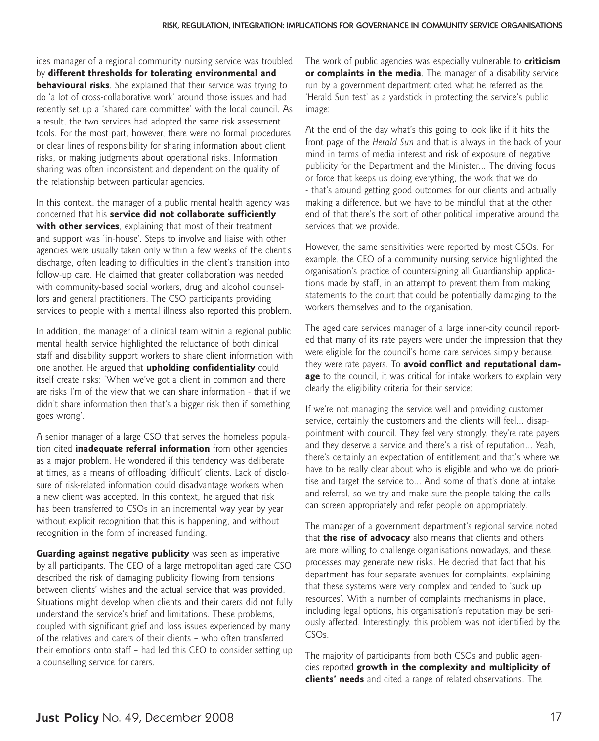ices manager of a regional community nursing service was troubled by **different thresholds for tolerating environmental and behavioural risks**. She explained that their service was trying to do 'a lot of cross-collaborative work' around those issues and had recently set up a 'shared care committee' with the local council. As a result, the two services had adopted the same risk assessment tools. For the most part, however, there were no formal procedures or clear lines of responsibility for sharing information about client risks, or making judgments about operational risks. Information sharing was often inconsistent and dependent on the quality of the relationship between particular agencies.

In this context, the manager of a public mental health agency was concerned that his **service did not collaborate sufficiently with other services**, explaining that most of their treatment and support was 'in-house'. Steps to involve and liaise with other agencies were usually taken only within a few weeks of the client's discharge, often leading to difficulties in the client's transition into follow-up care. He claimed that greater collaboration was needed with community-based social workers, drug and alcohol counsellors and general practitioners. The CSO participants providing services to people with a mental illness also reported this problem.

In addition, the manager of a clinical team within a regional public mental health service highlighted the reluctance of both clinical staff and disability support workers to share client information with one another. He argued that **upholding confidentiality** could itself create risks: 'When we've got a client in common and there are risks I'm of the view that we can share information - that if we didn't share information then that's a bigger risk then if something goes wrong'.

A senior manager of a large CSO that serves the homeless population cited **inadequate referral information** from other agencies as a major problem. He wondered if this tendency was deliberate at times, as a means of offloading 'difficult' clients. Lack of disclosure of risk-related information could disadvantage workers when a new client was accepted. In this context, he argued that risk has been transferred to CSOs in an incremental way year by year without explicit recognition that this is happening, and without recognition in the form of increased funding.

**Guarding against negative publicity** was seen as imperative by all participants. The CEO of a large metropolitan aged care CSO described the risk of damaging publicity flowing from tensions between clients' wishes and the actual service that was provided. Situations might develop when clients and their carers did not fully understand the service's brief and limitations. These problems, coupled with significant grief and loss issues experienced by many of the relatives and carers of their clients – who often transferred their emotions onto staff – had led this CEO to consider setting up a counselling service for carers.

The work of public agencies was especially vulnerable to **criticism or complaints in the media**. The manager of a disability service run by a government department cited what he referred as the 'Herald Sun test' as a yardstick in protecting the service's public image:

At the end of the day what's this going to look like if it hits the front page of the *Herald Sun* and that is always in the back of your mind in terms of media interest and risk of exposure of negative publicity for the Department and the Minister... The driving focus or force that keeps us doing everything, the work that we do - that's around getting good outcomes for our clients and actually making a difference, but we have to be mindful that at the other end of that there's the sort of other political imperative around the services that we provide.

However, the same sensitivities were reported by most CSOs. For example, the CEO of a community nursing service highlighted the organisation's practice of countersigning all Guardianship applications made by staff, in an attempt to prevent them from making statements to the court that could be potentially damaging to the workers themselves and to the organisation.

The aged care services manager of a large inner-city council reported that many of its rate payers were under the impression that they were eligible for the council's home care services simply because they were rate payers. To **avoid conflict and reputational damage** to the council, it was critical for intake workers to explain very clearly the eligibility criteria for their service:

If we're not managing the service well and providing customer service, certainly the customers and the clients will feel... disappointment with council. They feel very strongly, they're rate payers and they deserve a service and there's a risk of reputation... Yeah, there's certainly an expectation of entitlement and that's where we have to be really clear about who is eligible and who we do prioritise and target the service to... And some of that's done at intake and referral, so we try and make sure the people taking the calls can screen appropriately and refer people on appropriately.

The manager of a government department's regional service noted that **the rise of advocacy** also means that clients and others are more willing to challenge organisations nowadays, and these processes may generate new risks. He decried that fact that his department has four separate avenues for complaints, explaining that these systems were very complex and tended to 'suck up resources'. With a number of complaints mechanisms in place, including legal options, his organisation's reputation may be seriously affected. Interestingly, this problem was not identified by the CSOs.

The majority of participants from both CSOs and public agencies reported **growth in the complexity and multiplicity of clients' needs** and cited a range of related observations. The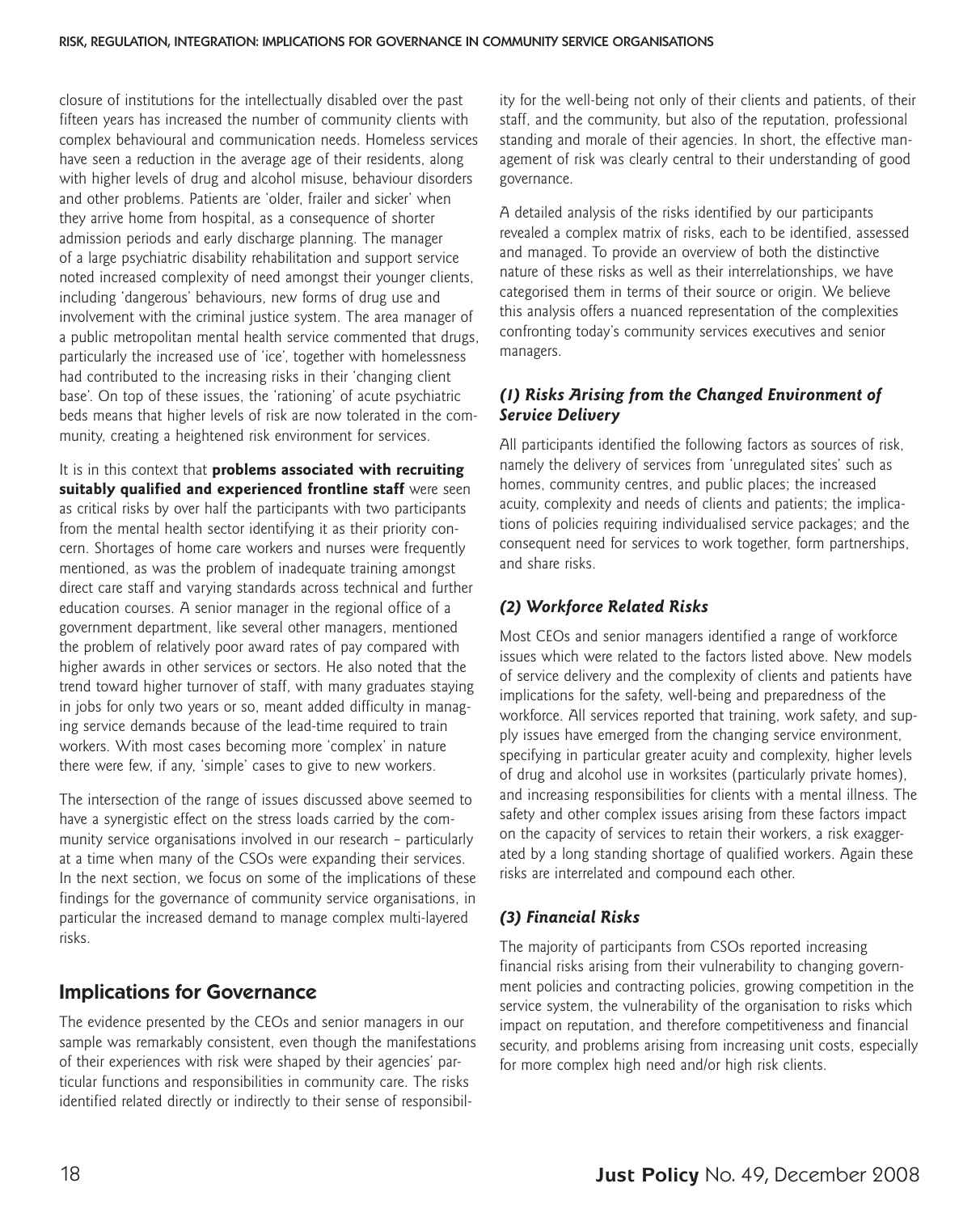closure of institutions for the intellectually disabled over the past fifteen years has increased the number of community clients with complex behavioural and communication needs. Homeless services have seen a reduction in the average age of their residents, along with higher levels of drug and alcohol misuse, behaviour disorders and other problems. Patients are 'older, frailer and sicker' when they arrive home from hospital, as a consequence of shorter admission periods and early discharge planning. The manager of a large psychiatric disability rehabilitation and support service noted increased complexity of need amongst their younger clients, including 'dangerous' behaviours, new forms of drug use and involvement with the criminal justice system. The area manager of a public metropolitan mental health service commented that drugs, particularly the increased use of 'ice', together with homelessness had contributed to the increasing risks in their 'changing client base'. On top of these issues, the 'rationing' of acute psychiatric beds means that higher levels of risk are now tolerated in the community, creating a heightened risk environment for services.

It is in this context that **problems associated with recruiting suitably qualified and experienced frontline staff** were seen as critical risks by over half the participants with two participants from the mental health sector identifying it as their priority concern. Shortages of home care workers and nurses were frequently mentioned, as was the problem of inadequate training amongst direct care staff and varying standards across technical and further education courses. A senior manager in the regional office of a government department, like several other managers, mentioned the problem of relatively poor award rates of pay compared with higher awards in other services or sectors. He also noted that the trend toward higher turnover of staff, with many graduates staying in jobs for only two years or so, meant added difficulty in managing service demands because of the lead-time required to train workers. With most cases becoming more 'complex' in nature there were few, if any, 'simple' cases to give to new workers.

The intersection of the range of issues discussed above seemed to have a synergistic effect on the stress loads carried by the community service organisations involved in our research – particularly at a time when many of the CSOs were expanding their services. In the next section, we focus on some of the implications of these findings for the governance of community service organisations, in particular the increased demand to manage complex multi-layered risks.

## Implications for Governance

The evidence presented by the CEOs and senior managers in our sample was remarkably consistent, even though the manifestations of their experiences with risk were shaped by their agencies' particular functions and responsibilities in community care. The risks identified related directly or indirectly to their sense of responsibility for the well-being not only of their clients and patients, of their staff, and the community, but also of the reputation, professional standing and morale of their agencies. In short, the effective management of risk was clearly central to their understanding of good governance.

A detailed analysis of the risks identified by our participants revealed a complex matrix of risks, each to be identified, assessed and managed. To provide an overview of both the distinctive nature of these risks as well as their interrelationships, we have categorised them in terms of their source or origin. We believe this analysis offers a nuanced representation of the complexities confronting today's community services executives and senior managers.

### *(1) Risks Arising from the Changed Environment of Service Delivery*

All participants identified the following factors as sources of risk, namely the delivery of services from 'unregulated sites' such as homes, community centres, and public places; the increased acuity, complexity and needs of clients and patients; the implications of policies requiring individualised service packages; and the consequent need for services to work together, form partnerships, and share risks.

### *(2) Workforce Related Risks*

Most CEOs and senior managers identified a range of workforce issues which were related to the factors listed above. New models of service delivery and the complexity of clients and patients have implications for the safety, well-being and preparedness of the workforce. All services reported that training, work safety, and supply issues have emerged from the changing service environment, specifying in particular greater acuity and complexity, higher levels of drug and alcohol use in worksites (particularly private homes), and increasing responsibilities for clients with a mental illness. The safety and other complex issues arising from these factors impact on the capacity of services to retain their workers, a risk exaggerated by a long standing shortage of qualified workers. Again these risks are interrelated and compound each other.

### *(3) Financial Risks*

The majority of participants from CSOs reported increasing financial risks arising from their vulnerability to changing government policies and contracting policies, growing competition in the service system, the vulnerability of the organisation to risks which impact on reputation, and therefore competitiveness and financial security, and problems arising from increasing unit costs, especially for more complex high need and/or high risk clients.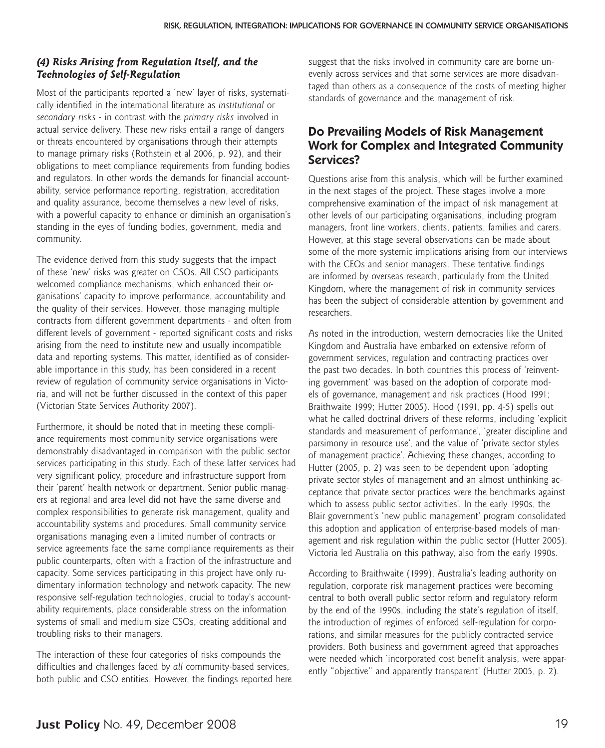### *(4) Risks Arising from Regulation Itself, and the Technologies of Self-Regulation*

Most of the participants reported a 'new' layer of risks, systematically identified in the international literature as *institutional* or *secondary risks* - in contrast with the *primary risks* involved in actual service delivery. These new risks entail a range of dangers or threats encountered by organisations through their attempts to manage primary risks (Rothstein et al 2006, p. 92), and their obligations to meet compliance requirements from funding bodies and regulators. In other words the demands for financial accountability, service performance reporting, registration, accreditation and quality assurance, become themselves a new level of risks, with a powerful capacity to enhance or diminish an organisation's standing in the eyes of funding bodies, government, media and community.

The evidence derived from this study suggests that the impact of these 'new' risks was greater on CSOs. All CSO participants welcomed compliance mechanisms, which enhanced their organisations' capacity to improve performance, accountability and the quality of their services. However, those managing multiple contracts from different government departments - and often from different levels of government - reported significant costs and risks arising from the need to institute new and usually incompatible data and reporting systems. This matter, identified as of considerable importance in this study, has been considered in a recent review of regulation of community service organisations in Victoria, and will not be further discussed in the context of this paper (Victorian State Services Authority 2007).

Furthermore, it should be noted that in meeting these compliance requirements most community service organisations were demonstrably disadvantaged in comparison with the public sector services participating in this study. Each of these latter services had very significant policy, procedure and infrastructure support from their 'parent' health network or department. Senior public managers at regional and area level did not have the same diverse and complex responsibilities to generate risk management, quality and accountability systems and procedures. Small community service organisations managing even a limited number of contracts or service agreements face the same compliance requirements as their public counterparts, often with a fraction of the infrastructure and capacity. Some services participating in this project have only rudimentary information technology and network capacity. The new responsive self-regulation technologies, crucial to today's accountability requirements, place considerable stress on the information systems of small and medium size CSOs, creating additional and troubling risks to their managers.

The interaction of these four categories of risks compounds the difficulties and challenges faced by *all* community-based services, both public and CSO entities. However, the findings reported here suggest that the risks involved in community care are borne unevenly across services and that some services are more disadvantaged than others as a consequence of the costs of meeting higher standards of governance and the management of risk.

## Do Prevailing Models of Risk Management Work for Complex and Integrated Community Services?

Questions arise from this analysis, which will be further examined in the next stages of the project. These stages involve a more comprehensive examination of the impact of risk management at other levels of our participating organisations, including program managers, front line workers, clients, patients, families and carers. However, at this stage several observations can be made about some of the more systemic implications arising from our interviews with the CEOs and senior managers. These tentative findings are informed by overseas research, particularly from the United Kingdom, where the management of risk in community services has been the subject of considerable attention by government and researchers.

As noted in the introduction, western democracies like the United Kingdom and Australia have embarked on extensive reform of government services, regulation and contracting practices over the past two decades. In both countries this process of 'reinventing government' was based on the adoption of corporate models of governance, management and risk practices (Hood 1991; Braithwaite 1999; Hutter 2005). Hood (1991, pp. 4-5) spells out what he called doctrinal drivers of these reforms, including 'explicit standards and measurement of performance', 'greater discipline and parsimony in resource use', and the value of 'private sector styles of management practice'. Achieving these changes, according to Hutter (2005, p. 2) was seen to be dependent upon 'adopting private sector styles of management and an almost unthinking acceptance that private sector practices were the benchmarks against which to assess public sector activities'. In the early 1990s, the Blair government's 'new public management' program consolidated this adoption and application of enterprise-based models of management and risk regulation within the public sector (Hutter 2005). Victoria led Australia on this pathway, also from the early 1990s.

According to Braithwaite (1999), Australia's leading authority on regulation, corporate risk management practices were becoming central to both overall public sector reform and regulatory reform by the end of the 1990s, including the state's regulation of itself, the introduction of regimes of enforced self-regulation for corporations, and similar measures for the publicly contracted service providers. Both business and government agreed that approaches were needed which 'incorporated cost benefit analysis, were apparently "objective" and apparently transparent' (Hutter 2005, p. 2).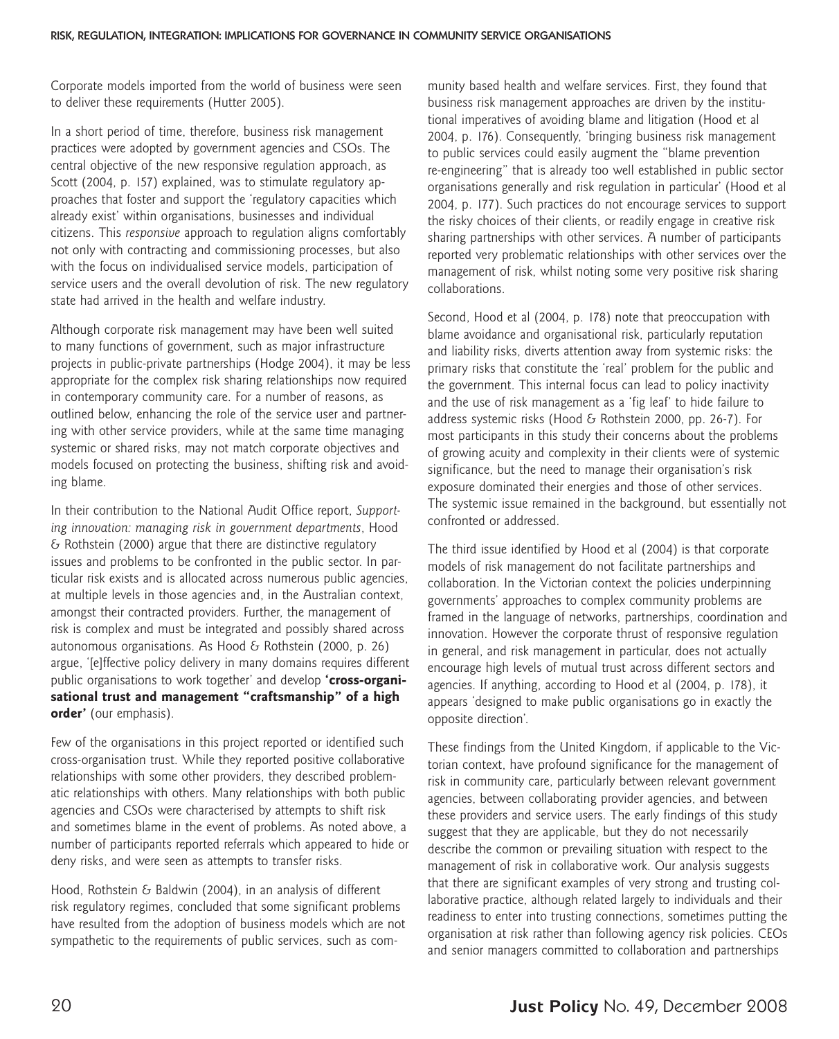Corporate models imported from the world of business were seen to deliver these requirements (Hutter 2005).

In a short period of time, therefore, business risk management practices were adopted by government agencies and CSOs. The central objective of the new responsive regulation approach, as Scott (2004, p. 157) explained, was to stimulate regulatory approaches that foster and support the 'regulatory capacities which already exist' within organisations, businesses and individual citizens. This *responsive* approach to regulation aligns comfortably not only with contracting and commissioning processes, but also with the focus on individualised service models, participation of service users and the overall devolution of risk. The new regulatory state had arrived in the health and welfare industry.

Although corporate risk management may have been well suited to many functions of government, such as major infrastructure projects in public-private partnerships (Hodge 2004), it may be less appropriate for the complex risk sharing relationships now required in contemporary community care. For a number of reasons, as outlined below, enhancing the role of the service user and partnering with other service providers, while at the same time managing systemic or shared risks, may not match corporate objectives and models focused on protecting the business, shifting risk and avoiding blame.

In their contribution to the National Audit Office report, *Supporting innovation: managing risk in government departments*, Hood & Rothstein (2000) argue that there are distinctive regulatory issues and problems to be confronted in the public sector. In particular risk exists and is allocated across numerous public agencies, at multiple levels in those agencies and, in the Australian context, amongst their contracted providers. Further, the management of risk is complex and must be integrated and possibly shared across autonomous organisations. As Hood & Rothstein (2000, p. 26) argue, '[e]ffective policy delivery in many domains requires different public organisations to work together' and develop **'cross-organisational trust and management "craftsmanship" of a high order'** (our emphasis).

Few of the organisations in this project reported or identified such cross-organisation trust. While they reported positive collaborative relationships with some other providers, they described problematic relationships with others. Many relationships with both public agencies and CSOs were characterised by attempts to shift risk and sometimes blame in the event of problems. As noted above, a number of participants reported referrals which appeared to hide or deny risks, and were seen as attempts to transfer risks.

Hood, Rothstein & Baldwin (2004), in an analysis of different risk regulatory regimes, concluded that some significant problems have resulted from the adoption of business models which are not sympathetic to the requirements of public services, such as community based health and welfare services. First, they found that business risk management approaches are driven by the institutional imperatives of avoiding blame and litigation (Hood et al 2004, p. 176). Consequently, 'bringing business risk management to public services could easily augment the "blame prevention re-engineering" that is already too well established in public sector organisations generally and risk regulation in particular' (Hood et al 2004, p. 177). Such practices do not encourage services to support the risky choices of their clients, or readily engage in creative risk sharing partnerships with other services. A number of participants reported very problematic relationships with other services over the management of risk, whilst noting some very positive risk sharing collaborations.

Second, Hood et al (2004, p. 178) note that preoccupation with blame avoidance and organisational risk, particularly reputation and liability risks, diverts attention away from systemic risks: the primary risks that constitute the 'real' problem for the public and the government. This internal focus can lead to policy inactivity and the use of risk management as a 'fig leaf' to hide failure to address systemic risks (Hood & Rothstein 2000, pp. 26-7). For most participants in this study their concerns about the problems of growing acuity and complexity in their clients were of systemic significance, but the need to manage their organisation's risk exposure dominated their energies and those of other services. The systemic issue remained in the background, but essentially not confronted or addressed.

The third issue identified by Hood et al (2004) is that corporate models of risk management do not facilitate partnerships and collaboration. In the Victorian context the policies underpinning governments' approaches to complex community problems are framed in the language of networks, partnerships, coordination and innovation. However the corporate thrust of responsive regulation in general, and risk management in particular, does not actually encourage high levels of mutual trust across different sectors and agencies. If anything, according to Hood et al (2004, p. 178), it appears 'designed to make public organisations go in exactly the opposite direction'.

These findings from the United Kingdom, if applicable to the Victorian context, have profound significance for the management of risk in community care, particularly between relevant government agencies, between collaborating provider agencies, and between these providers and service users. The early findings of this study suggest that they are applicable, but they do not necessarily describe the common or prevailing situation with respect to the management of risk in collaborative work. Our analysis suggests that there are significant examples of very strong and trusting collaborative practice, although related largely to individuals and their readiness to enter into trusting connections, sometimes putting the organisation at risk rather than following agency risk policies. CEOs and senior managers committed to collaboration and partnerships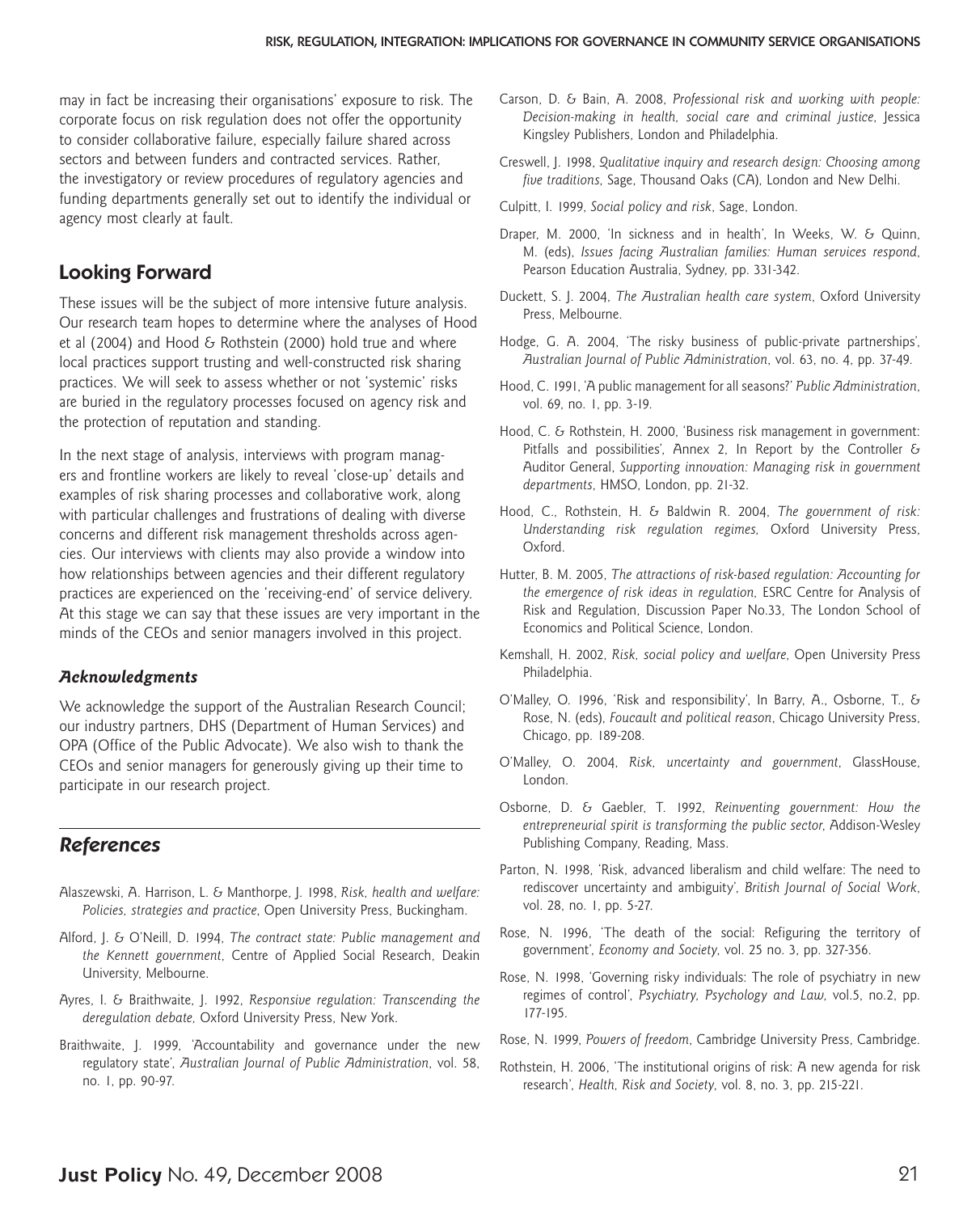may in fact be increasing their organisations' exposure to risk. The corporate focus on risk regulation does not offer the opportunity to consider collaborative failure, especially failure shared across sectors and between funders and contracted services. Rather, the investigatory or review procedures of regulatory agencies and funding departments generally set out to identify the individual or agency most clearly at fault.

## Looking Forward

These issues will be the subject of more intensive future analysis. Our research team hopes to determine where the analyses of Hood et al (2004) and Hood & Rothstein (2000) hold true and where local practices support trusting and well-constructed risk sharing practices. We will seek to assess whether or not 'systemic' risks are buried in the regulatory processes focused on agency risk and the protection of reputation and standing.

In the next stage of analysis, interviews with program managers and frontline workers are likely to reveal 'close-up' details and examples of risk sharing processes and collaborative work, along with particular challenges and frustrations of dealing with diverse concerns and different risk management thresholds across agencies. Our interviews with clients may also provide a window into how relationships between agencies and their different regulatory practices are experienced on the 'receiving-end' of service delivery. At this stage we can say that these issues are very important in the minds of the CEOs and senior managers involved in this project.

### *Acknowledgments*

We acknowledge the support of the Australian Research Council; our industry partners, DHS (Department of Human Services) and OPA (Office of the Public Advocate). We also wish to thank the CEOs and senior managers for generously giving up their time to participate in our research project.

## *References*

Alaszewski, A. Harrison, L. & Manthorpe, J. 1998, *Risk, health and welfare: Policies, strategies and practice*, Open University Press, Buckingham.

Alford, J. & O'Neill, D. 1994, *The contract state: Public management and the Kennett government*, Centre of Applied Social Research, Deakin University, Melbourne.

Ayres, I. & Braithwaite, J. 1992, *Responsive regulation: Transcending the deregulation debate,* Oxford University Press, New York.

Braithwaite, J. 1999, 'Accountability and governance under the new regulatory state', *Australian Journal of Public Administration*, vol. 58, no. 1, pp. 90-97.

Carson, D. & Bain, A. 2008, *Professional risk and working with people: Decision-making in health, social care and criminal justice*, Jessica Kingsley Publishers, London and Philadelphia.

Creswell, J. 1998, *Qualitative inquiry and research design: Choosing among five traditions,* Sage, Thousand Oaks (CA), London and New Delhi.

Culpitt, I. 1999, *Social policy and risk*, Sage, London.

Draper, M. 2000, 'In sickness and in health', In Weeks, W. & Quinn, M. (eds), *Issues facing Australian families: Human services respond*, Pearson Education Australia, Sydney, pp. 331-342.

Duckett, S. J. 2004, *The Australian health care system*, Oxford University Press, Melbourne.

Hodge, G. A. 2004, 'The risky business of public-private partnerships', *Australian Journal of Public Administration*, vol. 63, no. 4, pp. 37-49.

Hood, C. 1991, 'A public management for all seasons?' *Public Administration*, vol. 69, no. 1, pp. 3-19.

Hood, C. & Rothstein, H. 2000, 'Business risk management in government: Pitfalls and possibilities', Annex 2, In Report by the Controller & Auditor General, *Supporting innovation: Managing risk in government departments*, HMSO, London, pp. 21-32.

Hood, C., Rothstein, H. & Baldwin R. 2004, *The government of risk: Understanding risk regulation regimes,* Oxford University Press, Oxford.

Hutter, B. M. 2005, *The attractions of risk-based regulation: Accounting for the emergence of risk ideas in regulation*, ESRC Centre for Analysis of Risk and Regulation, Discussion Paper No.33, The London School of Economics and Political Science, London.

Kemshall, H. 2002, *Risk, social policy and welfare*, Open University Press Philadelphia.

O'Malley, O. 1996, 'Risk and responsibility', In Barry, A., Osborne, T., & Rose, N. (eds), *Foucault and political reason*, Chicago University Press, Chicago, pp. 189-208.

O'Malley, O. 2004, *Risk, uncertainty and government*, GlassHouse, London.

Osborne, D. & Gaebler, T. 1992, *Reinventing government: How the entrepreneurial spirit is transforming the public sector*, Addison-Wesley Publishing Company, Reading, Mass.

Parton, N. 1998, 'Risk, advanced liberalism and child welfare: The need to rediscover uncertainty and ambiguity', *British Journal of Social Work*, vol. 28, no. 1, pp. 5-27.

Rose, N. 1996, 'The death of the social: Refiguring the territory of government', *Economy and Society*, vol. 25 no. 3, pp. 327-356.

Rose, N. 1998, 'Governing risky individuals: The role of psychiatry in new regimes of control', *Psychiatry, Psychology and Law*, vol.5, no.2, pp. 177-195.

Rose, N. 1999, *Powers of freedom*, Cambridge University Press, Cambridge.

Rothstein, H. 2006, 'The institutional origins of risk: A new agenda for risk research', *Health, Risk and Society*, vol. 8, no. 3, pp. 215-221.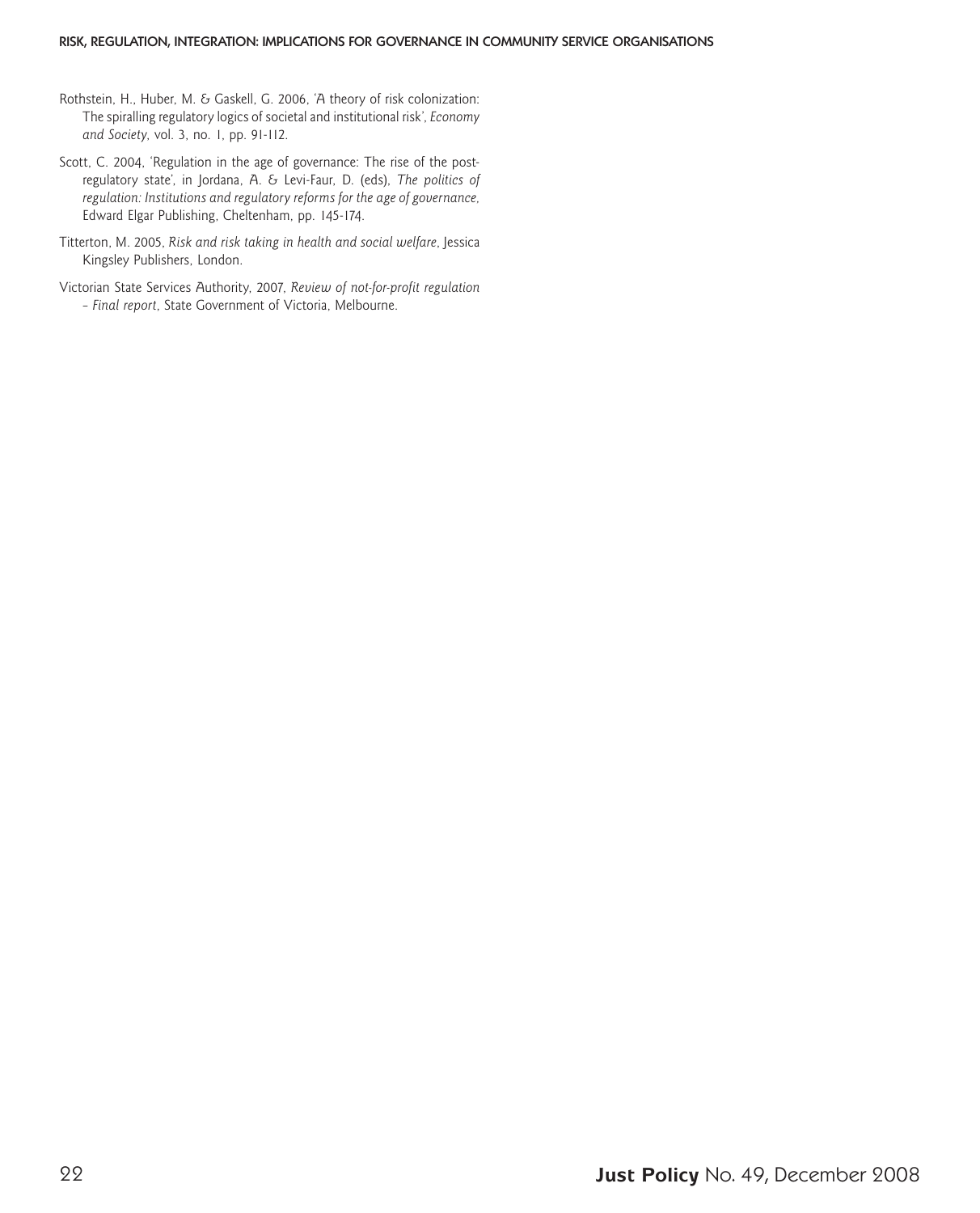Rothstein, H., Huber, M. & Gaskell, G. 2006, 'A theory of risk colonization: The spiralling regulatory logics of societal and institutional risk', *Economy and Society*, vol. 3, no. 1, pp. 91-112.

Scott, C. 2004, 'Regulation in the age of governance: The rise of the post-regulatory state', in Jordana, A. & Levi-Faur, D. (eds), *The politics of regulation: Institutions and regulatory reforms for the age of governance*, Edward Elgar Publishing, Cheltenham, pp. 145-174.

Titterton, M. 2005, *Risk and risk taking in health and social welfare*, Jessica Kingsley Publishers, London.

Victorian State Services Authority, 2007, *Review of not-for-profit regulation – Final report*, State Government of Victoria, Melbourne.